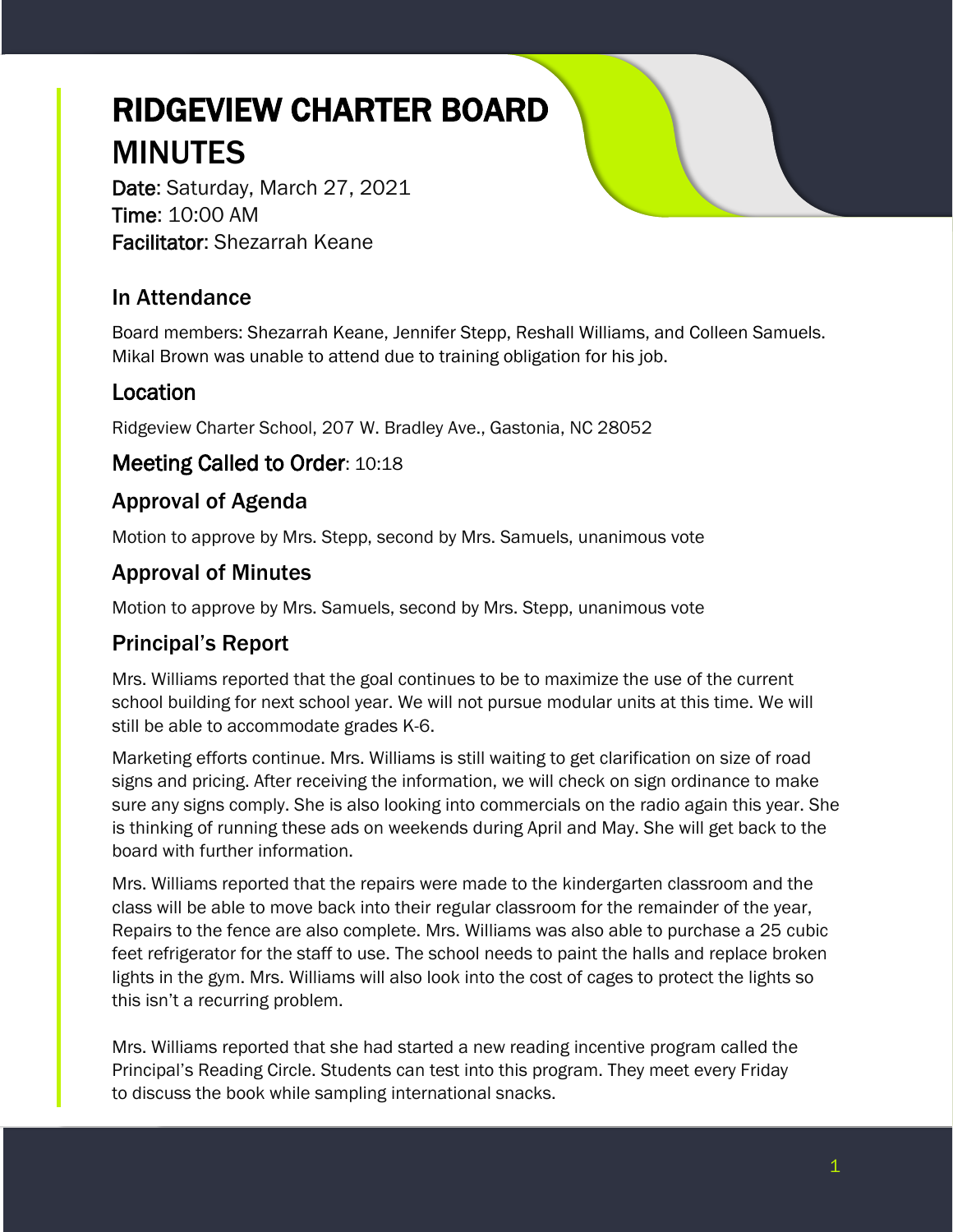# RIDGEVIEW CHARTER BOARD MINUTES

**Date**: Saturday, March 27, 2021
**Time**: 10:00 AM
**Facilitator**: Shezarrah Keane

## In Attendance

Board members: Shezarrah Keane, Jennifer Stepp, Reshall Williams, and Colleen Samuels. Mikal Brown was unable to attend due to training obligation for his job.

## Location

Ridgeview Charter School, 207 W. Bradley Ave., Gastonia, NC 28052

## Meeting Called to Order: 10:18

## Approval of Agenda

Motion to approve by Mrs. Stepp, second by Mrs. Samuels, unanimous vote

## Approval of Minutes

Motion to approve by Mrs. Samuels, second by Mrs. Stepp, unanimous vote

## Principal's Report

Mrs. Williams reported that the goal continues to be to maximize the use of the current school building for next school year. We will not pursue modular units at this time. We will still be able to accommodate grades K-6.

Marketing efforts continue. Mrs. Williams is still waiting to get clarification on size of road signs and pricing. After receiving the information, we will check on sign ordinance to make sure any signs comply. She is also looking into commercials on the radio again this year. She is thinking of running these ads on weekends during April and May. She will get back to the board with further information.

Mrs. Williams reported that the repairs were made to the kindergarten classroom and the class will be able to move back into their regular classroom for the remainder of the year, Repairs to the fence are also complete. Mrs. Williams was also able to purchase a 25 cubic feet refrigerator for the staff to use. The school needs to paint the halls and replace broken lights in the gym. Mrs. Williams will also look into the cost of cages to protect the lights so this isn't a recurring problem.

Mrs. Williams reported that she had started a new reading incentive program called the Principal's Reading Circle. Students can test into this program. They meet every Friday to discuss the book while sampling international snacks.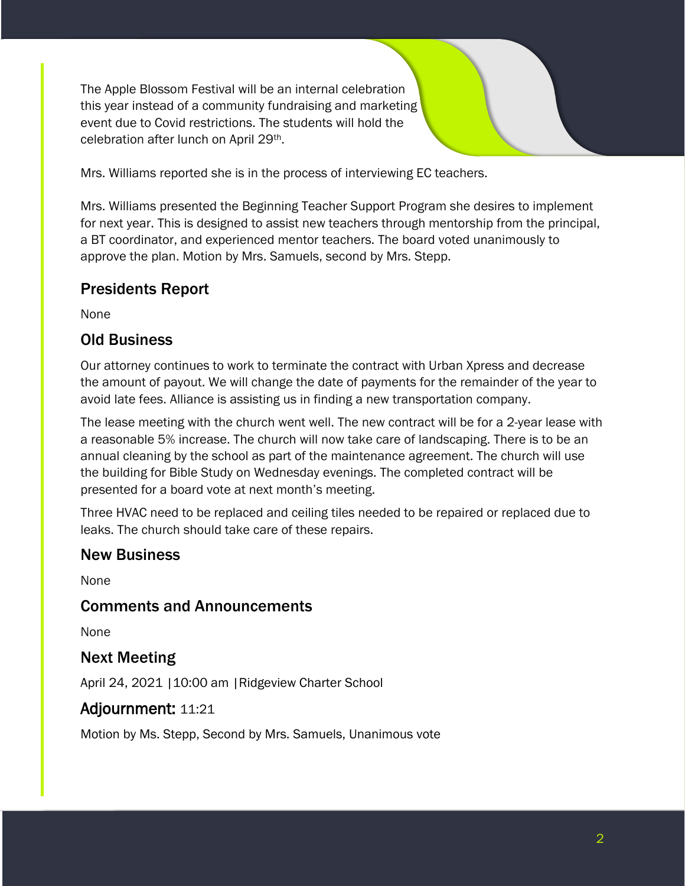The Apple Blossom Festival will be an internal celebration this year instead of a community fundraising and marketing event due to Covid restrictions. The students will hold the celebration after lunch on April 29th.

Mrs. Williams reported she is in the process of interviewing EC teachers.

Mrs. Williams presented the Beginning Teacher Support Program she desires to implement for next year. This is designed to assist new teachers through mentorship from the principal, a BT coordinator, and experienced mentor teachers. The board voted unanimously to approve the plan. Motion by Mrs. Samuels, second by Mrs. Stepp.

## Presidents Report

None

## Old Business

Our attorney continues to work to terminate the contract with Urban Xpress and decrease the amount of payout. We will change the date of payments for the remainder of the year to avoid late fees. Alliance is assisting us in finding a new transportation company.

The lease meeting with the church went well. The new contract will be for a 2-year lease with a reasonable 5% increase. The church will now take care of landscaping. There is to be an annual cleaning by the school as part of the maintenance agreement. The church will use the building for Bible Study on Wednesday evenings. The completed contract will be presented for a board vote at next month's meeting.

Three HVAC need to be replaced and ceiling tiles needed to be repaired or replaced due to leaks. The church should take care of these repairs.

## New Business

None

## Comments and Announcements

None

## Next Meeting

April 24, 2021 |10:00 am |Ridgeview Charter School

## Adjournment: 11:21

Motion by Ms. Stepp, Second by Mrs. Samuels, Unanimous vote